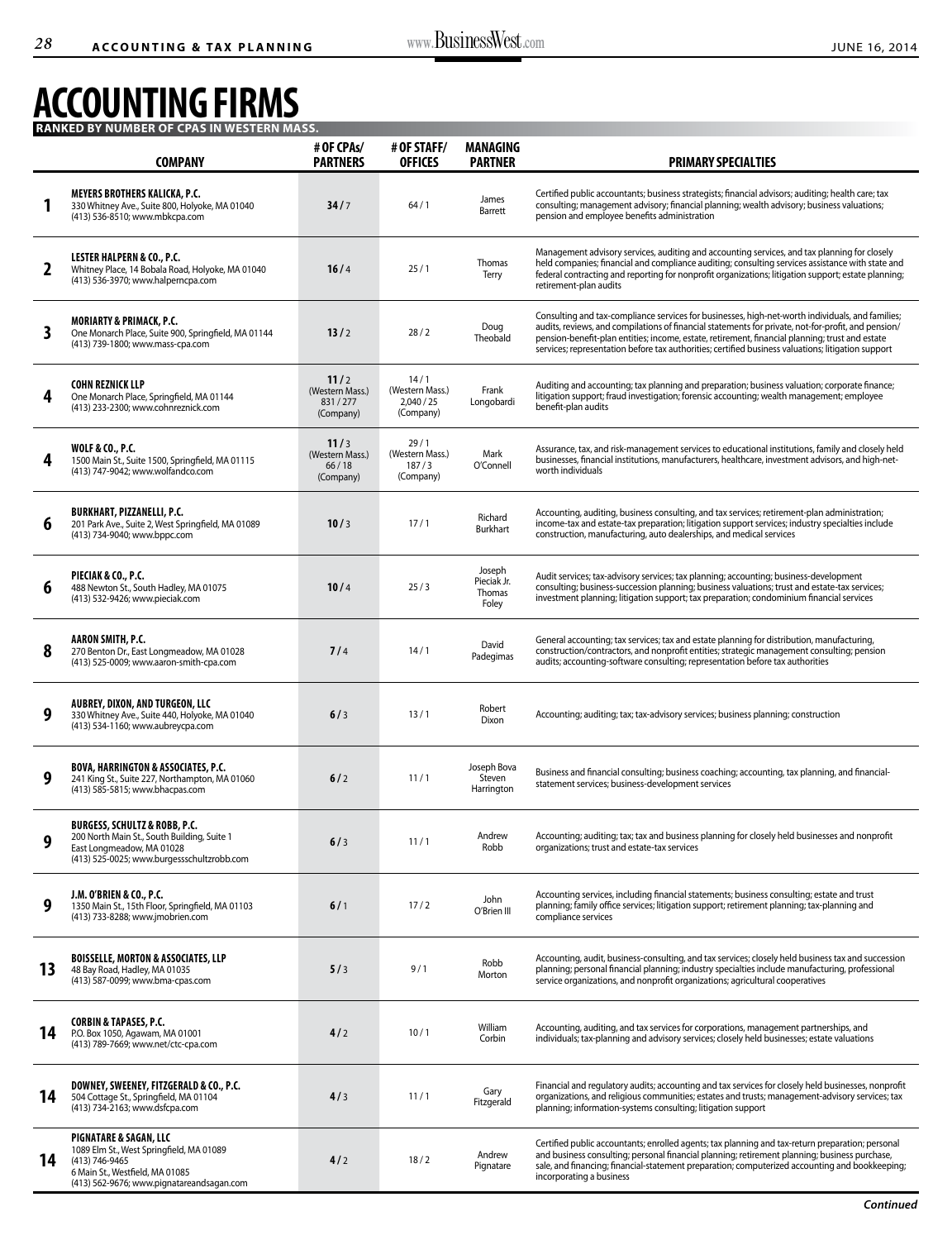# ACCOUNTING FIRMS

**RANKED BY NUMBER OF CPAS IN WESTERN MASS.**

| | COMPANY | # OF CPAs/ PARTNERS | # OF STAFF/ OFFICES | MANAGING PARTNER | PRIMARY SPECIALTIES |
|---|---|---|---|---|---|
| 1 | **MEYERS BROTHERS KALICKA, P.C.** 330 Whitney Ave., Suite 800, Holyoke, MA 01040 (413) 536-8510; www.mbkcpa.com | **34** / 7 | 64 / 1 | James Barrett | Certified public accountants; business strategists; financial advisors; auditing; health care; tax consulting; management advisory; financial planning; wealth advisory; business valuations; pension and employee benefits administration |
| 2 | **LESTER HALPERN & CO., P.C.** Whitney Place, 14 Bobala Road, Holyoke, MA 01040 (413) 536-3970; www.halperncpa.com | **16** / 4 | 25 / 1 | Thomas Terry | Management advisory services, auditing and accounting services, and tax planning for closely held companies; financial and compliance auditing; consulting services assistance with state and federal contracting and reporting for nonprofit organizations; litigation support; estate planning; retirement-plan audits |
| 3 | **MORIARTY & PRIMACK, P.C.** One Monarch Place, Suite 900, Springfield, MA 01144 (413) 739-1800; www.mass-cpa.com | **13** / 2 | 28 / 2 | Doug Theobald | Consulting and tax-compliance services for businesses, high-net-worth individuals, and families; audits, reviews, and compilations of financial statements for private, not-for-profit, and pension/pension-benefit-plan entities; income, estate, retirement, financial planning; trust and estate services; representation before tax authorities; certified business valuations; litigation support |
| 4 | **COHN REZNICK LLP** One Monarch Place, Springfield, MA 01144 (413) 233-2300; www.cohnreznick.com | **11** / 2 (Western Mass.) 831 / 277 (Company) | 14 / 1 (Western Mass.) 2,040 / 25 (Company) | Frank Longobardi | Auditing and accounting; tax planning and preparation; business valuation; corporate finance; litigation support; fraud investigation; forensic accounting; wealth management; employee benefit-plan audits |
| 4 | **WOLF & CO., P.C.** 1500 Main St., Suite 1500, Springfield, MA 01115 (413) 747-9042; www.wolfandco.com | **11** / 3 (Western Mass.) 66 / 18 (Company) | 29 / 1 (Western Mass.) 187 / 3 (Company) | Mark O'Connell | Assurance, tax, and risk-management services to educational institutions, family and closely held businesses, financial institutions, manufacturers, healthcare, investment advisors, and high-net-worth individuals |
| 6 | **BURKHART, PIZZANELLI, P.C.** 201 Park Ave., Suite 2, West Springfield, MA 01089 (413) 734-9040; www.bppc.com | **10** / 3 | 17 / 1 | Richard Burkhart | Accounting, auditing, business consulting, and tax services; retirement-plan administration; income-tax and estate-tax preparation; litigation support services; industry specialties include construction, manufacturing, auto dealerships, and medical services |
| 6 | **PIECIAK & CO., P.C.** 488 Newton St., South Hadley, MA 01075 (413) 532-9426; www.pieciak.com | **10** / 4 | 25 / 3 | Joseph Pieciak Jr. Thomas Foley | Audit services; tax-advisory services; tax planning; accounting; business-development consulting; business-succession planning; business valuations; trust and estate-tax services; investment planning; litigation support; tax preparation; condominium financial services |
| 8 | **AARON SMITH, P.C.** 270 Benton Dr., East Longmeadow, MA 01028 (413) 525-0009; www.aaron-smith-cpa.com | **7** / 4 | 14 / 1 | David Padegimas | General accounting; tax services; tax and estate planning for distribution, manufacturing, construction/contractors, and nonprofit entities; strategic management consulting; pension audits; accounting-software consulting; representation before tax authorities |
| 9 | **AUBREY, DIXON, AND TURGEON, LLC** 330 Whitney Ave., Suite 440, Holyoke, MA 01040 (413) 534-1160; www.aubreycpa.com | **6** / 3 | 13 / 1 | Robert Dixon | Accounting; auditing; tax; tax-advisory services; business planning; construction |
| 9 | **BOVA, HARRINGTON & ASSOCIATES, P.C.** 241 King St., Suite 227, Northampton, MA 01060 (413) 585-5815; www.bhacpas.com | **6** / 2 | 11 / 1 | Joseph Bova Steven Harrington | Business and financial consulting; business coaching; accounting, tax planning, and financial-statement services; business-development services |
| 9 | **BURGESS, SCHULTZ & ROBB, P.C.** 200 North Main St., South Building, Suite 1 East Longmeadow, MA 01028 (413) 525-0025; www.burgessschultzrobb.com | **6** / 3 | 11 / 1 | Andrew Robb | Accounting; auditing; tax; tax and business planning for closely held businesses and nonprofit organizations; trust and estate-tax services |
| 9 | **J.M. O'BRIEN & CO., P.C.** 1350 Main St., 15th Floor, Springfield, MA 01103 (413) 733-8288; www.jmobrien.com | **6** / 1 | 17 / 2 | John O'Brien III | Accounting services, including financial statements; business consulting; estate and trust planning; family office services; litigation support; retirement planning; tax-planning and compliance services |
| 13 | **BOISSELLE, MORTON & ASSOCIATES, LLP** 48 Bay Road, Hadley, MA 01035 (413) 587-0099; www.bma-cpas.com | **5** / 3 | 9 / 1 | Robb Morton | Accounting, audit, business-consulting, and tax services; closely held business tax and succession planning; personal financial planning; industry specialties include manufacturing, professional service organizations, and nonprofit organizations; agricultural cooperatives |
| 14 | **CORBIN & TAPASES, P.C.** P.O. Box 1050, Agawam, MA 01001 (413) 789-7669; www.net/ctc-cpa.com | **4** / 2 | 10 / 1 | William Corbin | Accounting, auditing, and tax services for corporations, management partnerships, and individuals; tax-planning and advisory services; closely held businesses; estate valuations |
| 14 | **DOWNEY, SWEENEY, FITZGERALD & CO., P.C.** 504 Cottage St., Springfield, MA 01104 (413) 734-2163; www.dsfcpa.com | **4** / 3 | 11 / 1 | Gary Fitzgerald | Financial and regulatory audits; accounting and tax services for closely held businesses, nonprofit organizations, and religious communities; estates and trusts; management-advisory services; tax planning; information-systems consulting; litigation support |
| 14 | **PIGNATARE & SAGAN, LLC** 1089 Elm St., West Springfield, MA 01089 (413) 746-9465 6 Main St., Westfield, MA 01085 (413) 562-9676; www.pignatareandsagan.com | **4** / 2 | 18 / 2 | Andrew Pignatare | Certified public accountants; enrolled agents; tax planning and tax-return preparation; personal and business consulting; personal financial planning; retirement planning; business purchase, sale, and financing; financial-statement preparation; computerized accounting and bookkeeping; incorporating a business |

***Continued***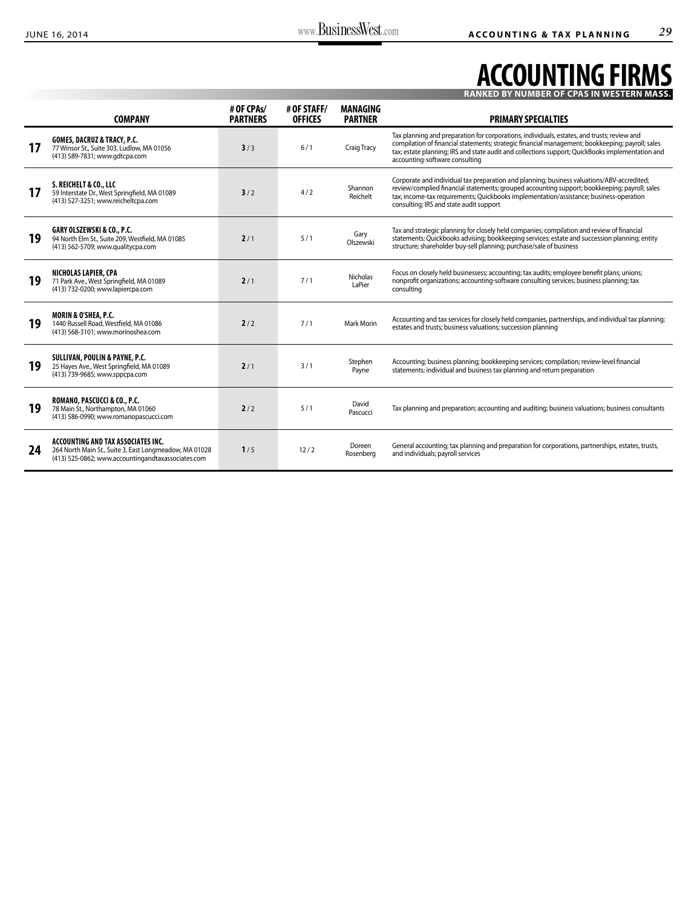# ACCOUNTING FIRMS

**RANKED BY NUMBER OF CPAS IN WESTERN MASS.**

| | COMPANY | # OF CPAs/ PARTNERS | # OF STAFF/ OFFICES | MANAGING PARTNER | PRIMARY SPECIALTIES |
|---|---|---|---|---|---|
| 17 | **GOMES, DACRUZ & TRACY, P.C.** 77 Winsor St., Suite 303, Ludlow, MA 01056 (413) 589-7831; www.gdtcpa.com | **3** / 3 | 6 / 1 | Craig Tracy | Tax planning and preparation for corporations, individuals, estates, and trusts; review and compilation of financial statements; strategic financial management; bookkeeping; payroll; sales tax; estate planning; IRS and state audit and collections support; QuickBooks implementation and accounting-software consulting |
| 17 | **S. REICHELT & CO., LLC** 59 Interstate Dr., West Springfield, MA 01089 (413) 527-3251; www.reicheltcpa.com | **3** / 2 | 4 / 2 | Shannon Reichelt | Corporate and individual tax preparation and planning; business valuations/ABV-accredited; review/complied financial statements; grouped accounting support; bookkeeping; payroll; sales tax; income-tax requirements; Quickbooks implementation/assistance; business-operation consulting; IRS and state audit support |
| 19 | **GARY OLSZEWSKI & CO., P.C.** 94 North Elm St., Suite 209, Westfield, MA 01085 (413) 562-5709; www.qualitycpa.com | **2** / 1 | 5 / 1 | Gary Olszewski | Tax and strategic planning for closely held companies; compilation and review of financial statements; Quickbooks advising; bookkeeping services; estate and succession planning; entity structure; shareholder buy-sell planning; purchase/sale of business |
| 19 | **NICHOLAS LAPIER, CPA** 71 Park Ave., West Springfield, MA 01089 (413) 732-0200; www.lapiercpa.com | **2** / 1 | 7 / 1 | Nicholas LaPier | Focus on closely held businessess; accounting; tax audits; employee benefit plans; unions; nonprofit organizations; accounting-software consulting services; business planning; tax consulting |
| 19 | **MORIN & O'SHEA, P.C.** 1440 Russell Road, Westfield, MA 01086 (413) 568-3101; www.morinoshea.com | **2** / 2 | 7 / 1 | Mark Morin | Accounting and tax services for closely held companies, partnerships, and individual tax planning; estates and trusts; business valuations; succession planning |
| 19 | **SULLIVAN, POULIN & PAYNE, P.C.** 25 Hayes Ave., West Springfield, MA 01089 (413) 739-9685; www.sppcpa.com | **2** / 1 | 3 / 1 | Stephen Payne | Accounting; business planning; bookkeeping services; compilation; review-level financial statements; individual and business tax planning and return preparation |
| 19 | **ROMANO, PASCUCCI & CO., P.C.** 78 Main St., Northampton, MA 01060 (413) 586-0990; www.romanopascucci.com | **2** / 2 | 5 / 1 | David Pascucci | Tax planning and preparation; accounting and auditing; business valuations; business consultants |
| 24 | **ACCOUNTING AND TAX ASSOCIATES INC.** 264 North Main St., Suite 3, East Longmeadow, MA 01028 (413) 525-0862; www.accountingandtaxassociates.com | **1** / 5 | 12 / 2 | Doreen Rosenberg | General accounting; tax planning and preparation for corporations, partnerships, estates, trusts, and individuals; payroll services |